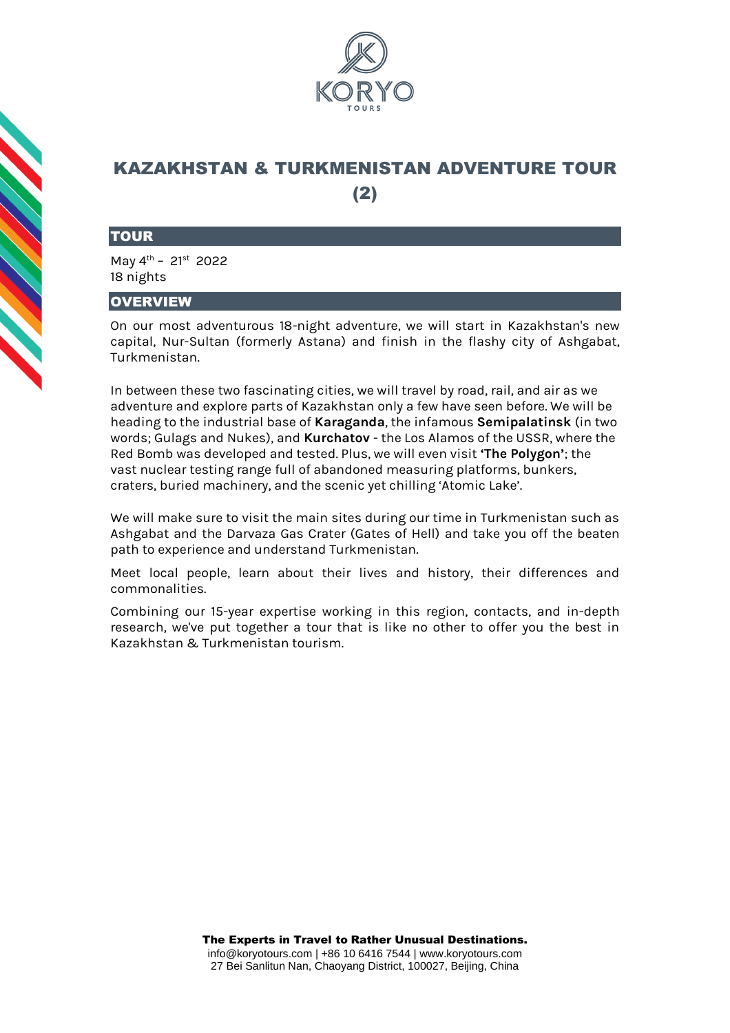# KAZAKHSTAN & TURKMENISTAN ADVENTURE TOUR (2)

## TOUR

May 4th – 21st 2022
18 nights

## OVERVIEW

On our most adventurous 18-night adventure, we will start in Kazakhstan's new capital, Nur-Sultan (formerly Astana) and finish in the flashy city of Ashgabat, Turkmenistan.

In between these two fascinating cities, we will travel by road, rail, and air as we adventure and explore parts of Kazakhstan only a few have seen before. We will be heading to the industrial base of **Karaganda**, the infamous **Semipalatinsk** (in two words; Gulags and Nukes), and **Kurchatov** - the Los Alamos of the USSR, where the Red Bomb was developed and tested. Plus, we will even visit **'The Polygon'**; the vast nuclear testing range full of abandoned measuring platforms, bunkers, craters, buried machinery, and the scenic yet chilling 'Atomic Lake'.

We will make sure to visit the main sites during our time in Turkmenistan such as Ashgabat and the Darvaza Gas Crater (Gates of Hell) and take you off the beaten path to experience and understand Turkmenistan.

Meet local people, learn about their lives and history, their differences and commonalities.

Combining our 15-year expertise working in this region, contacts, and in-depth research, we've put together a tour that is like no other to offer you the best in Kazakhstan & Turkmenistan tourism.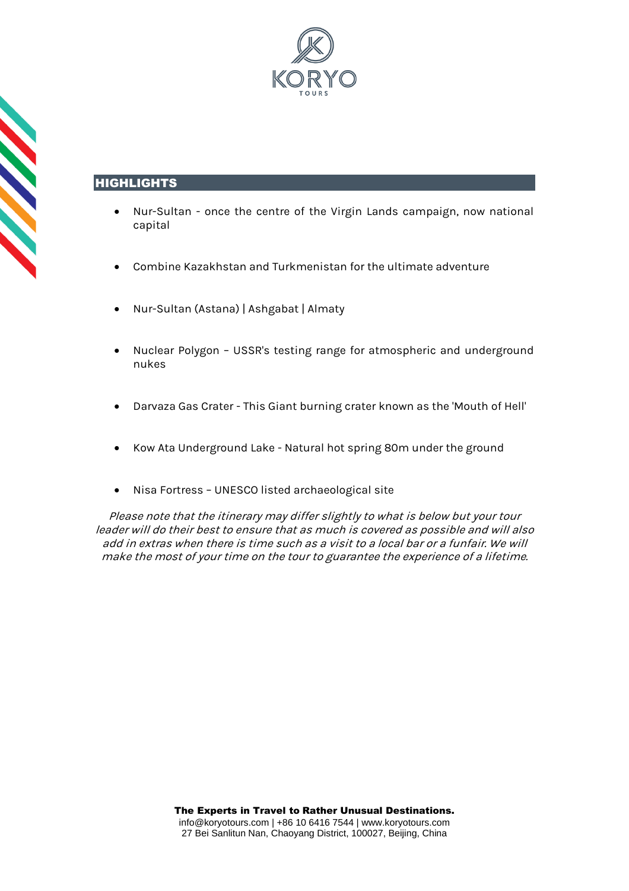## HIGHLIGHTS

- Nur-Sultan - once the centre of the Virgin Lands campaign, now national capital
- Combine Kazakhstan and Turkmenistan for the ultimate adventure
- Nur-Sultan (Astana) | Ashgabat | Almaty
- Nuclear Polygon – USSR's testing range for atmospheric and underground nukes
- Darvaza Gas Crater - This Giant burning crater known as the 'Mouth of Hell'
- Kow Ata Underground Lake - Natural hot spring 80m under the ground
- Nisa Fortress – UNESCO listed archaeological site

*Please note that the itinerary may differ slightly to what is below but your tour leader will do their best to ensure that as much is covered as possible and will also add in extras when there is time such as a visit to a local bar or a funfair. We will make the most of your time on the tour to guarantee the experience of a lifetime.*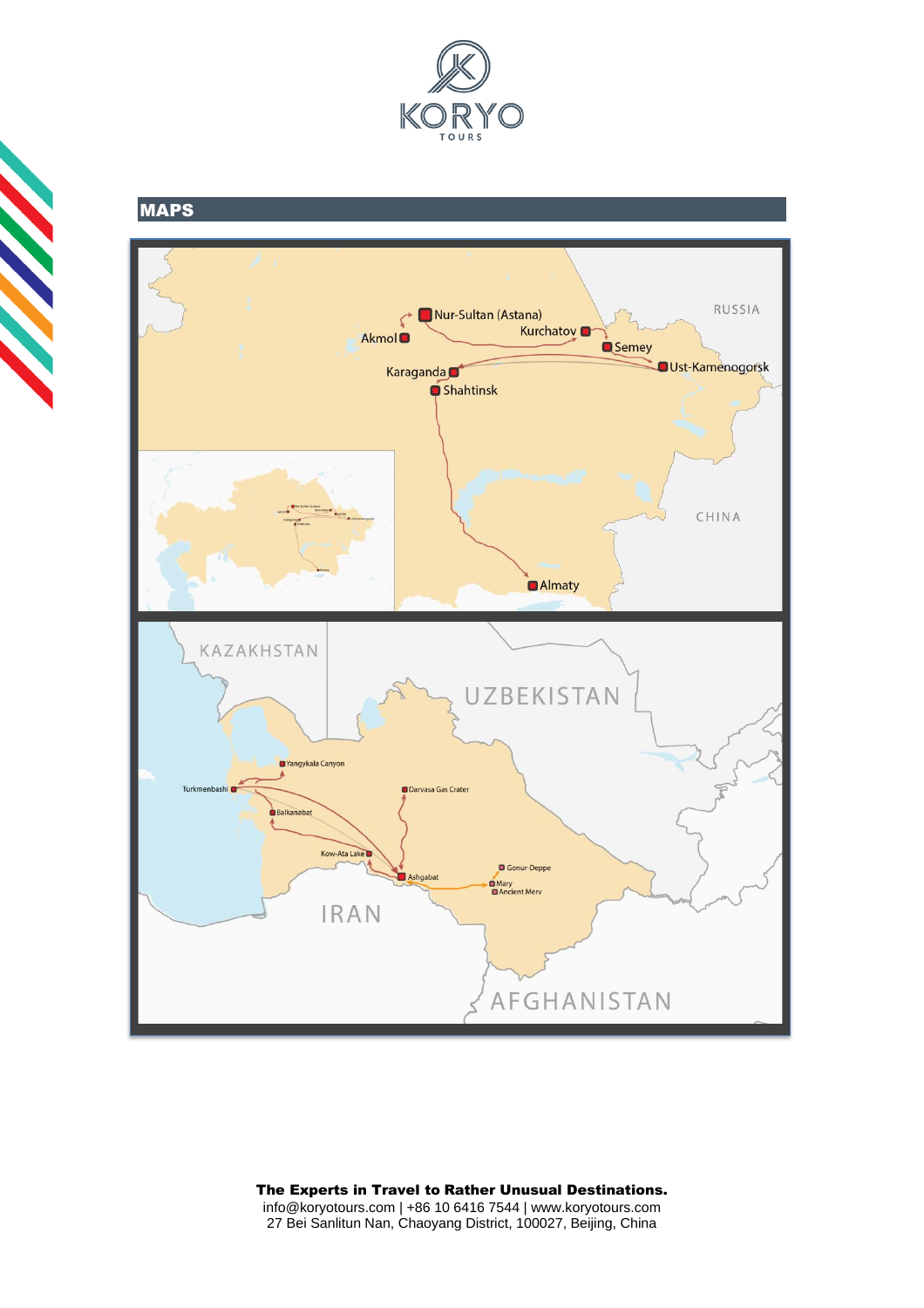## MAPS

KAZAKHSTAN

Nur-Sultan (Astana)

Akmol

Kurchatov

Semey

Ust-Kamenogorsk

Karaganda

Shahtinsk

Almaty

RUSSIA

CHINA

KAZAKHSTAN

UZBEKISTAN

Yangykala Canyon

Turkmenbashi

Darvasa Gas Crater

Balkanabat

Kow-Ata Lake

Ashgabat

Gonur-Deppe

Mary

Ancient Merv

IRAN

AFGHANISTAN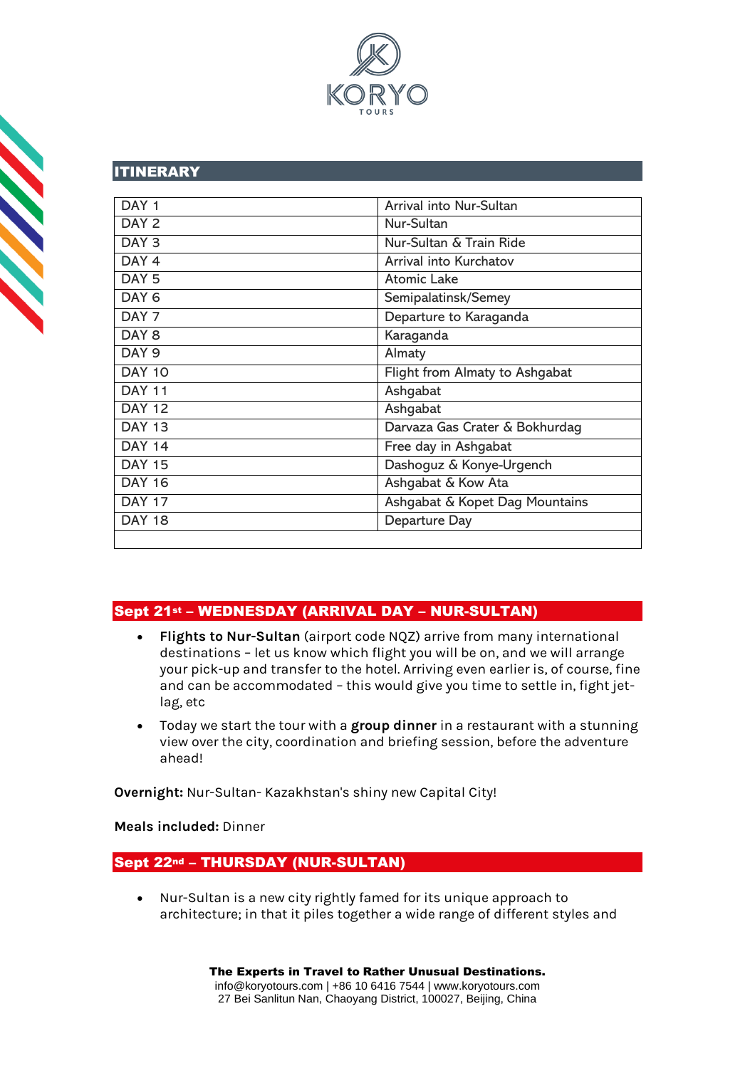## ITINERARY

| DAY 1 | Arrival into Nur-Sultan |
|---|---|
| DAY 2 | Nur-Sultan |
| DAY 3 | Nur-Sultan & Train Ride |
| DAY 4 | Arrival into Kurchatov |
| DAY 5 | Atomic Lake |
| DAY 6 | Semipalatinsk/Semey |
| DAY 7 | Departure to Karaganda |
| DAY 8 | Karaganda |
| DAY 9 | Almaty |
| DAY 10 | Flight from Almaty to Ashgabat |
| DAY 11 | Ashgabat |
| DAY 12 | Ashgabat |
| DAY 13 | Darvaza Gas Crater & Bokhurdag |
| DAY 14 | Free day in Ashgabat |
| DAY 15 | Dashoguz & Konye-Urgench |
| DAY 16 | Ashgabat & Kow Ata |
| DAY 17 | Ashgabat & Kopet Dag Mountains |
| DAY 18 | Departure Day |
| | |

## Sept 21st – WEDNESDAY (ARRIVAL DAY – NUR-SULTAN)

- **Flights to Nur-Sultan** (airport code NQZ) arrive from many international destinations – let us know which flight you will be on, and we will arrange your pick-up and transfer to the hotel. Arriving even earlier is, of course, fine and can be accommodated – this would give you time to settle in, fight jet-lag, etc
- Today we start the tour with a **group dinner** in a restaurant with a stunning view over the city, coordination and briefing session, before the adventure ahead!

**Overnight:** Nur-Sultan- Kazakhstan's shiny new Capital City!

**Meals included:** Dinner

## Sept 22nd – THURSDAY (NUR-SULTAN)

- Nur-Sultan is a new city rightly famed for its unique approach to architecture; in that it piles together a wide range of different styles and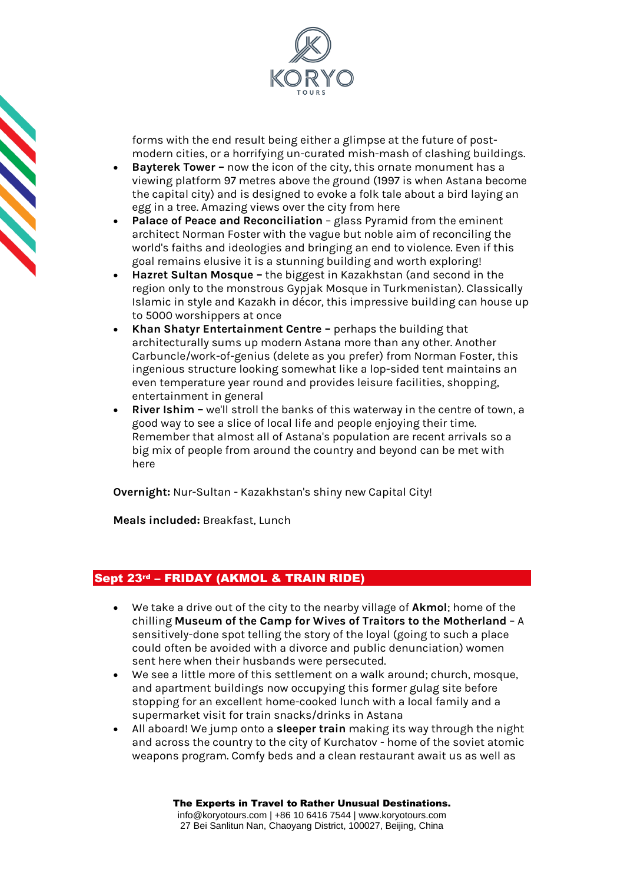forms with the end result being either a glimpse at the future of post-modern cities, or a horrifying un-curated mish-mash of clashing buildings.

- **Bayterek Tower –** now the icon of the city, this ornate monument has a viewing platform 97 metres above the ground (1997 is when Astana become the capital city) and is designed to evoke a folk tale about a bird laying an egg in a tree. Amazing views over the city from here
- **Palace of Peace and Reconciliation** – glass Pyramid from the eminent architect Norman Foster with the vague but noble aim of reconciling the world's faiths and ideologies and bringing an end to violence. Even if this goal remains elusive it is a stunning building and worth exploring!
- **Hazret Sultan Mosque –** the biggest in Kazakhstan (and second in the region only to the monstrous Gypjak Mosque in Turkmenistan). Classically Islamic in style and Kazakh in décor, this impressive building can house up to 5000 worshippers at once
- **Khan Shatyr Entertainment Centre –** perhaps the building that architecturally sums up modern Astana more than any other. Another Carbuncle/work-of-genius (delete as you prefer) from Norman Foster, this ingenious structure looking somewhat like a lop-sided tent maintains an even temperature year round and provides leisure facilities, shopping, entertainment in general
- **River Ishim –** we'll stroll the banks of this waterway in the centre of town, a good way to see a slice of local life and people enjoying their time. Remember that almost all of Astana's population are recent arrivals so a big mix of people from around the country and beyond can be met with here

**Overnight:** Nur-Sultan - Kazakhstan's shiny new Capital City!

**Meals included:** Breakfast, Lunch

## Sept 23rd – FRIDAY (AKMOL & TRAIN RIDE)

- We take a drive out of the city to the nearby village of **Akmol**; home of the chilling **Museum of the Camp for Wives of Traitors to the Motherland** – A sensitively-done spot telling the story of the loyal (going to such a place could often be avoided with a divorce and public denunciation) women sent here when their husbands were persecuted.
- We see a little more of this settlement on a walk around; church, mosque, and apartment buildings now occupying this former gulag site before stopping for an excellent home-cooked lunch with a local family and a supermarket visit for train snacks/drinks in Astana
- All aboard! We jump onto a **sleeper train** making its way through the night and across the country to the city of Kurchatov - home of the soviet atomic weapons program. Comfy beds and a clean restaurant await us as well as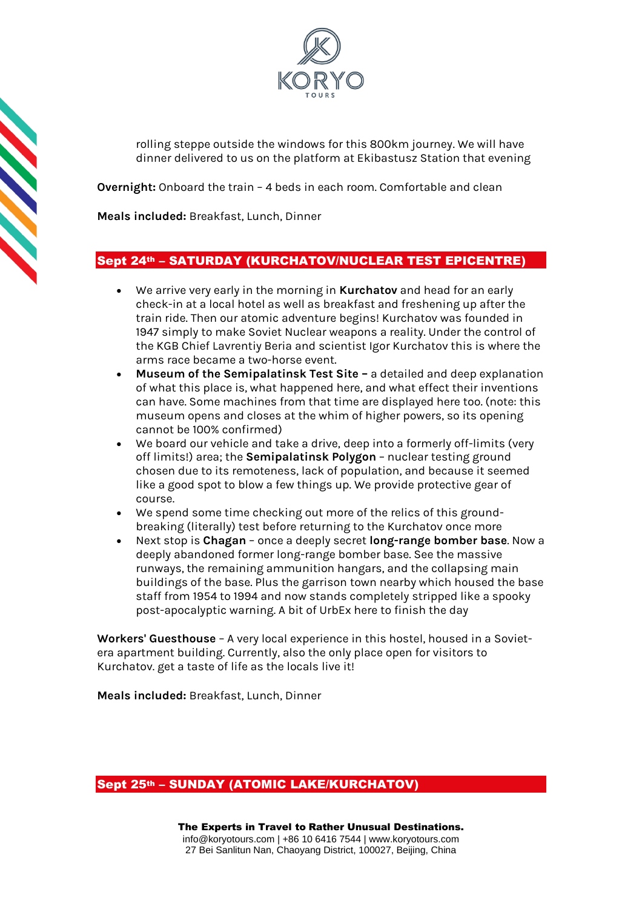rolling steppe outside the windows for this 800km journey. We will have dinner delivered to us on the platform at Ekibastusz Station that evening

**Overnight:** Onboard the train – 4 beds in each room. Comfortable and clean

**Meals included:** Breakfast, Lunch, Dinner

## Sept 24th – SATURDAY (KURCHATOV/NUCLEAR TEST EPICENTRE)

- We arrive very early in the morning in **Kurchatov** and head for an early check-in at a local hotel as well as breakfast and freshening up after the train ride. Then our atomic adventure begins! Kurchatov was founded in 1947 simply to make Soviet Nuclear weapons a reality. Under the control of the KGB Chief Lavrentiy Beria and scientist Igor Kurchatov this is where the arms race became a two-horse event.
- **Museum of the Semipalatinsk Test Site –** a detailed and deep explanation of what this place is, what happened here, and what effect their inventions can have. Some machines from that time are displayed here too. (note: this museum opens and closes at the whim of higher powers, so its opening cannot be 100% confirmed)
- We board our vehicle and take a drive, deep into a formerly off-limits (very off limits!) area; the **Semipalatinsk Polygon** – nuclear testing ground chosen due to its remoteness, lack of population, and because it seemed like a good spot to blow a few things up. We provide protective gear of course.
- We spend some time checking out more of the relics of this ground-breaking (literally) test before returning to the Kurchatov once more
- Next stop is **Chagan** – once a deeply secret **long-range bomber base**. Now a deeply abandoned former long-range bomber base. See the massive runways, the remaining ammunition hangars, and the collapsing main buildings of the base. Plus the garrison town nearby which housed the base staff from 1954 to 1994 and now stands completely stripped like a spooky post-apocalyptic warning. A bit of UrbEx here to finish the day

**Workers' Guesthouse** – A very local experience in this hostel, housed in a Soviet-era apartment building. Currently, also the only place open for visitors to Kurchatov. get a taste of life as the locals live it!

**Meals included:** Breakfast, Lunch, Dinner

## Sept 25th – SUNDAY (ATOMIC LAKE/KURCHATOV)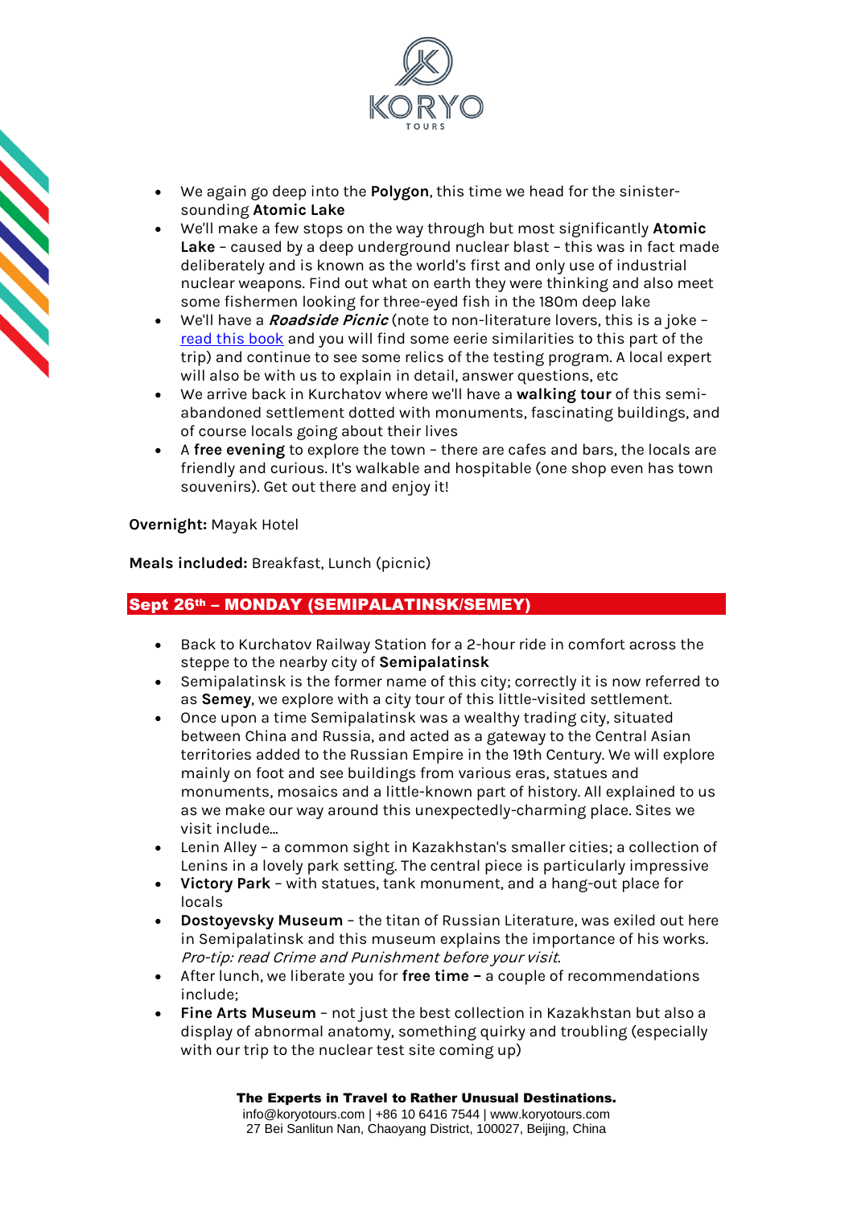- We again go deep into the **Polygon**, this time we head for the sinister-sounding **Atomic Lake**
- We'll make a few stops on the way through but most significantly **Atomic Lake** – caused by a deep underground nuclear blast – this was in fact made deliberately and is known as the world's first and only use of industrial nuclear weapons. Find out what on earth they were thinking and also meet some fishermen looking for three-eyed fish in the 180m deep lake
- We'll have a ***Roadside Picnic*** (note to non-literature lovers, this is a joke – [read this book]() and you will find some eerie similarities to this part of the trip) and continue to see some relics of the testing program. A local expert will also be with us to explain in detail, answer questions, etc
- We arrive back in Kurchatov where we'll have a **walking tour** of this semi-abandoned settlement dotted with monuments, fascinating buildings, and of course locals going about their lives
- A **free evening** to explore the town – there are cafes and bars, the locals are friendly and curious. It's walkable and hospitable (one shop even has town souvenirs). Get out there and enjoy it!

**Overnight:** Mayak Hotel

**Meals included:** Breakfast, Lunch (picnic)

## Sept 26th – MONDAY (SEMIPALATINSK/SEMEY)

- Back to Kurchatov Railway Station for a 2-hour ride in comfort across the steppe to the nearby city of **Semipalatinsk**
- Semipalatinsk is the former name of this city; correctly it is now referred to as **Semey**, we explore with a city tour of this little-visited settlement.
- Once upon a time Semipalatinsk was a wealthy trading city, situated between China and Russia, and acted as a gateway to the Central Asian territories added to the Russian Empire in the 19th Century. We will explore mainly on foot and see buildings from various eras, statues and monuments, mosaics and a little-known part of history. All explained to us as we make our way around this unexpectedly-charming place. Sites we visit include…
- Lenin Alley – a common sight in Kazakhstan's smaller cities; a collection of Lenins in a lovely park setting. The central piece is particularly impressive
- **Victory Park** – with statues, tank monument, and a hang-out place for locals
- **Dostoyevsky Museum** – the titan of Russian Literature, was exiled out here in Semipalatinsk and this museum explains the importance of his works. *Pro-tip: read Crime and Punishment before your visit.*
- After lunch, we liberate you for **free time –** a couple of recommendations include;
- **Fine Arts Museum** – not just the best collection in Kazakhstan but also a display of abnormal anatomy, something quirky and troubling (especially with our trip to the nuclear test site coming up)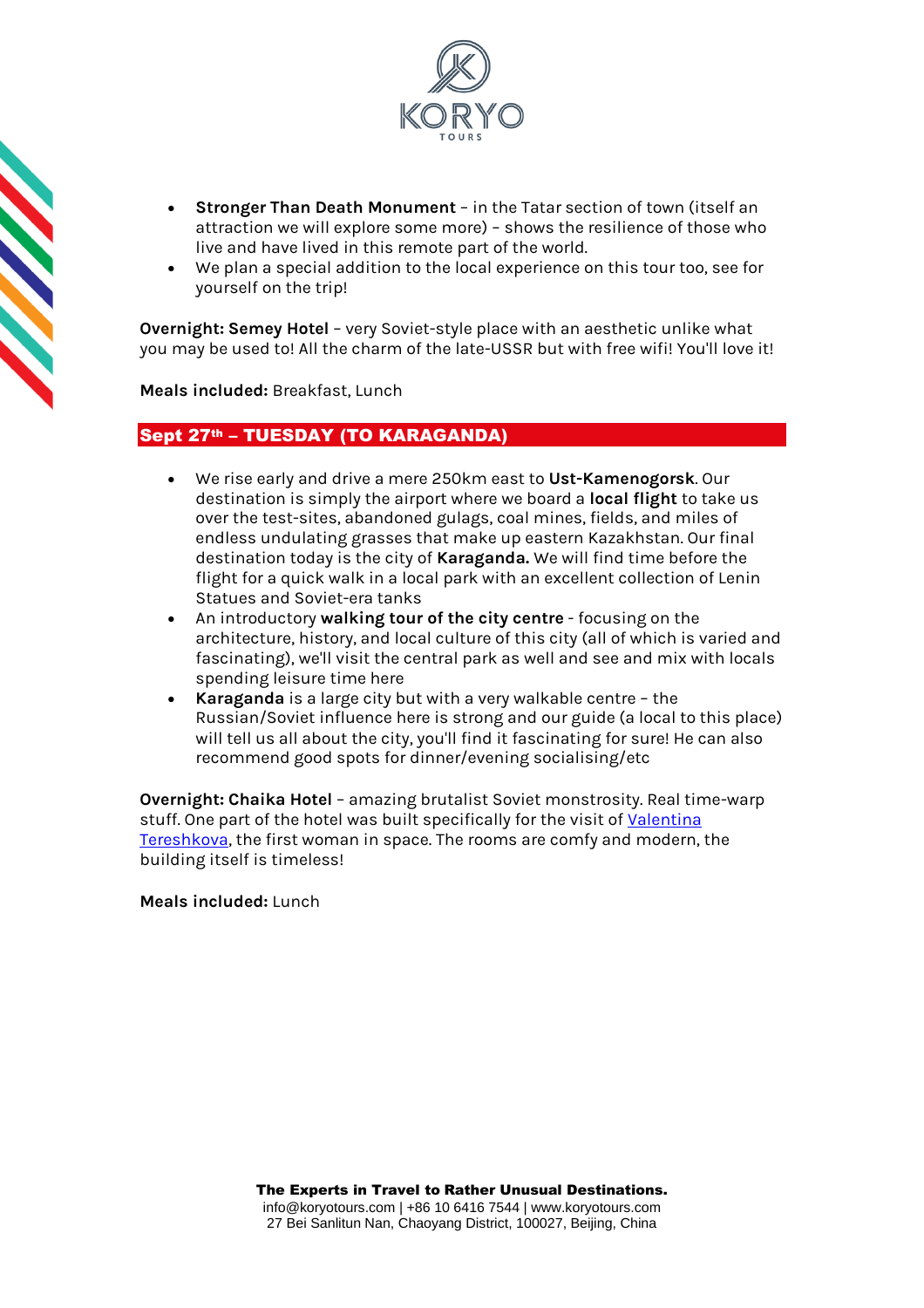- **Stronger Than Death Monument** – in the Tatar section of town (itself an attraction we will explore some more) – shows the resilience of those who live and have lived in this remote part of the world.
- We plan a special addition to the local experience on this tour too, see for yourself on the trip!

**Overnight: Semey Hotel** – very Soviet-style place with an aesthetic unlike what you may be used to! All the charm of the late-USSR but with free wifi! You'll love it!

**Meals included:** Breakfast, Lunch

## Sept 27th – TUESDAY (TO KARAGANDA)

- We rise early and drive a mere 250km east to **Ust-Kamenogorsk**. Our destination is simply the airport where we board a **local flight** to take us over the test-sites, abandoned gulags, coal mines, fields, and miles of endless undulating grasses that make up eastern Kazakhstan. Our final destination today is the city of **Karaganda.** We will find time before the flight for a quick walk in a local park with an excellent collection of Lenin Statues and Soviet-era tanks
- An introductory **walking tour of the city centre** - focusing on the architecture, history, and local culture of this city (all of which is varied and fascinating), we'll visit the central park as well and see and mix with locals spending leisure time here
- **Karaganda** is a large city but with a very walkable centre – the Russian/Soviet influence here is strong and our guide (a local to this place) will tell us all about the city, you'll find it fascinating for sure! He can also recommend good spots for dinner/evening socialising/etc

**Overnight: Chaika Hotel** – amazing brutalist Soviet monstrosity. Real time-warp stuff. One part of the hotel was built specifically for the visit of Valentina Tereshkova, the first woman in space. The rooms are comfy and modern, the building itself is timeless!

**Meals included:** Lunch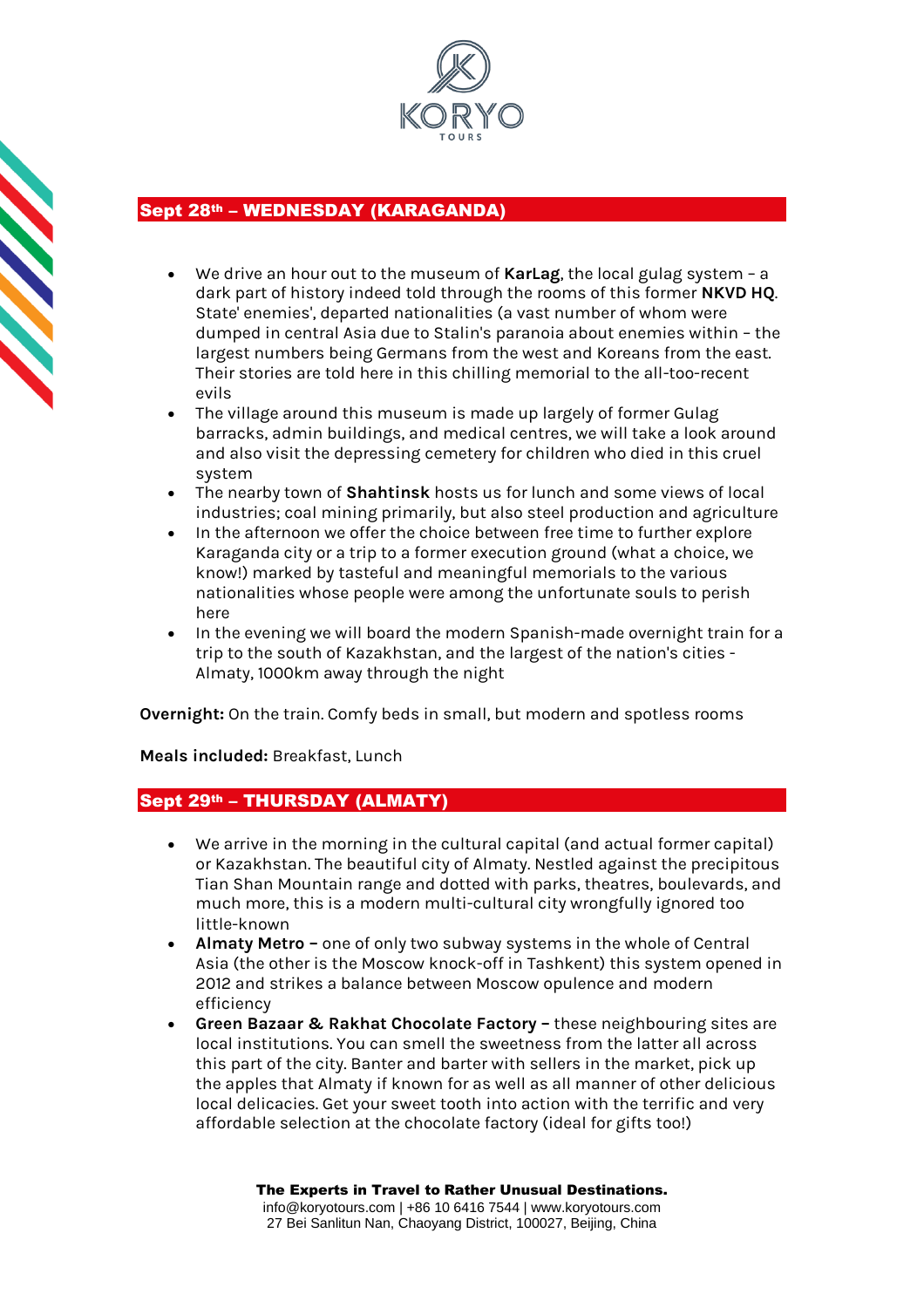## Sept 28th – WEDNESDAY (KARAGANDA)

- We drive an hour out to the museum of **KarLag**, the local gulag system – a dark part of history indeed told through the rooms of this former **NKVD HQ**. State' enemies', departed nationalities (a vast number of whom were dumped in central Asia due to Stalin's paranoia about enemies within – the largest numbers being Germans from the west and Koreans from the east. Their stories are told here in this chilling memorial to the all-too-recent evils
- The village around this museum is made up largely of former Gulag barracks, admin buildings, and medical centres, we will take a look around and also visit the depressing cemetery for children who died in this cruel system
- The nearby town of **Shahtinsk** hosts us for lunch and some views of local industries; coal mining primarily, but also steel production and agriculture
- In the afternoon we offer the choice between free time to further explore Karaganda city or a trip to a former execution ground (what a choice, we know!) marked by tasteful and meaningful memorials to the various nationalities whose people were among the unfortunate souls to perish here
- In the evening we will board the modern Spanish-made overnight train for a trip to the south of Kazakhstan, and the largest of the nation's cities - Almaty, 1000km away through the night

**Overnight:** On the train. Comfy beds in small, but modern and spotless rooms

**Meals included:** Breakfast, Lunch

## Sept 29th – THURSDAY (ALMATY)

- We arrive in the morning in the cultural capital (and actual former capital) or Kazakhstan. The beautiful city of Almaty. Nestled against the precipitous Tian Shan Mountain range and dotted with parks, theatres, boulevards, and much more, this is a modern multi-cultural city wrongfully ignored too little-known
- **Almaty Metro –** one of only two subway systems in the whole of Central Asia (the other is the Moscow knock-off in Tashkent) this system opened in 2012 and strikes a balance between Moscow opulence and modern efficiency
- **Green Bazaar & Rakhat Chocolate Factory –** these neighbouring sites are local institutions. You can smell the sweetness from the latter all across this part of the city. Banter and barter with sellers in the market, pick up the apples that Almaty if known for as well as all manner of other delicious local delicacies. Get your sweet tooth into action with the terrific and very affordable selection at the chocolate factory (ideal for gifts too!)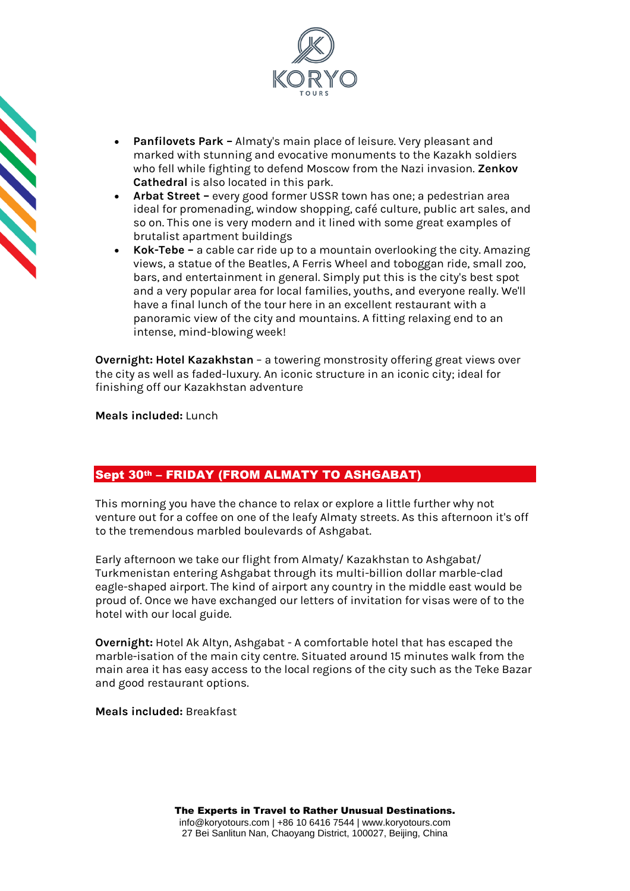- **Panfilovets Park –** Almaty's main place of leisure. Very pleasant and marked with stunning and evocative monuments to the Kazakh soldiers who fell while fighting to defend Moscow from the Nazi invasion. **Zenkov Cathedral** is also located in this park.
- **Arbat Street –** every good former USSR town has one; a pedestrian area ideal for promenading, window shopping, café culture, public art sales, and so on. This one is very modern and it lined with some great examples of brutalist apartment buildings
- **Kok-Tebe –** a cable car ride up to a mountain overlooking the city. Amazing views, a statue of the Beatles, A Ferris Wheel and toboggan ride, small zoo, bars, and entertainment in general. Simply put this is the city's best spot and a very popular area for local families, youths, and everyone really. We'll have a final lunch of the tour here in an excellent restaurant with a panoramic view of the city and mountains. A fitting relaxing end to an intense, mind-blowing week!

**Overnight: Hotel Kazakhstan** – a towering monstrosity offering great views over the city as well as faded-luxury. An iconic structure in an iconic city; ideal for finishing off our Kazakhstan adventure

**Meals included:** Lunch

## Sept 30th – FRIDAY (FROM ALMATY TO ASHGABAT)

This morning you have the chance to relax or explore a little further why not venture out for a coffee on one of the leafy Almaty streets. As this afternoon it's off to the tremendous marbled boulevards of Ashgabat.

Early afternoon we take our flight from Almaty/ Kazakhstan to Ashgabat/ Turkmenistan entering Ashgabat through its multi-billion dollar marble-clad eagle-shaped airport. The kind of airport any country in the middle east would be proud of. Once we have exchanged our letters of invitation for visas were of to the hotel with our local guide.

**Overnight:** Hotel Ak Altyn, Ashgabat - A comfortable hotel that has escaped the marble-isation of the main city centre. Situated around 15 minutes walk from the main area it has easy access to the local regions of the city such as the Teke Bazar and good restaurant options.

**Meals included:** Breakfast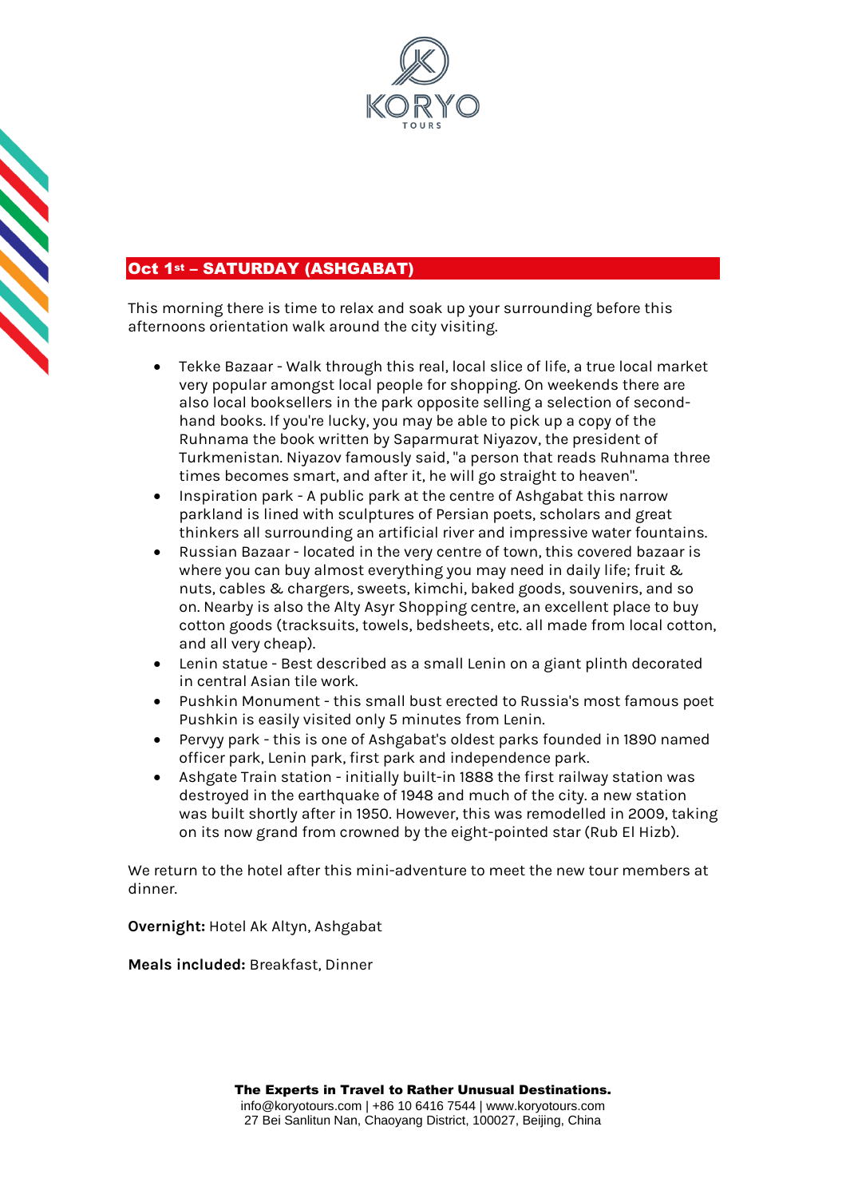## Oct 1st – SATURDAY (ASHGABAT)

This morning there is time to relax and soak up your surrounding before this afternoons orientation walk around the city visiting.

- Tekke Bazaar - Walk through this real, local slice of life, a true local market very popular amongst local people for shopping. On weekends there are also local booksellers in the park opposite selling a selection of second-hand books. If you're lucky, you may be able to pick up a copy of the Ruhnama the book written by Saparmurat Niyazov, the president of Turkmenistan. Niyazov famously said, "a person that reads Ruhnama three times becomes smart, and after it, he will go straight to heaven".
- Inspiration park - A public park at the centre of Ashgabat this narrow parkland is lined with sculptures of Persian poets, scholars and great thinkers all surrounding an artificial river and impressive water fountains.
- Russian Bazaar - located in the very centre of town, this covered bazaar is where you can buy almost everything you may need in daily life; fruit & nuts, cables & chargers, sweets, kimchi, baked goods, souvenirs, and so on. Nearby is also the Alty Asyr Shopping centre, an excellent place to buy cotton goods (tracksuits, towels, bedsheets, etc. all made from local cotton, and all very cheap).
- Lenin statue - Best described as a small Lenin on a giant plinth decorated in central Asian tile work.
- Pushkin Monument - this small bust erected to Russia's most famous poet Pushkin is easily visited only 5 minutes from Lenin.
- Pervyy park - this is one of Ashgabat's oldest parks founded in 1890 named officer park, Lenin park, first park and independence park.
- Ashgate Train station - initially built-in 1888 the first railway station was destroyed in the earthquake of 1948 and much of the city. a new station was built shortly after in 1950. However, this was remodelled in 2009, taking on its now grand from crowned by the eight-pointed star (Rub El Hizb).

We return to the hotel after this mini-adventure to meet the new tour members at dinner.

**Overnight:** Hotel Ak Altyn, Ashgabat

**Meals included:** Breakfast, Dinner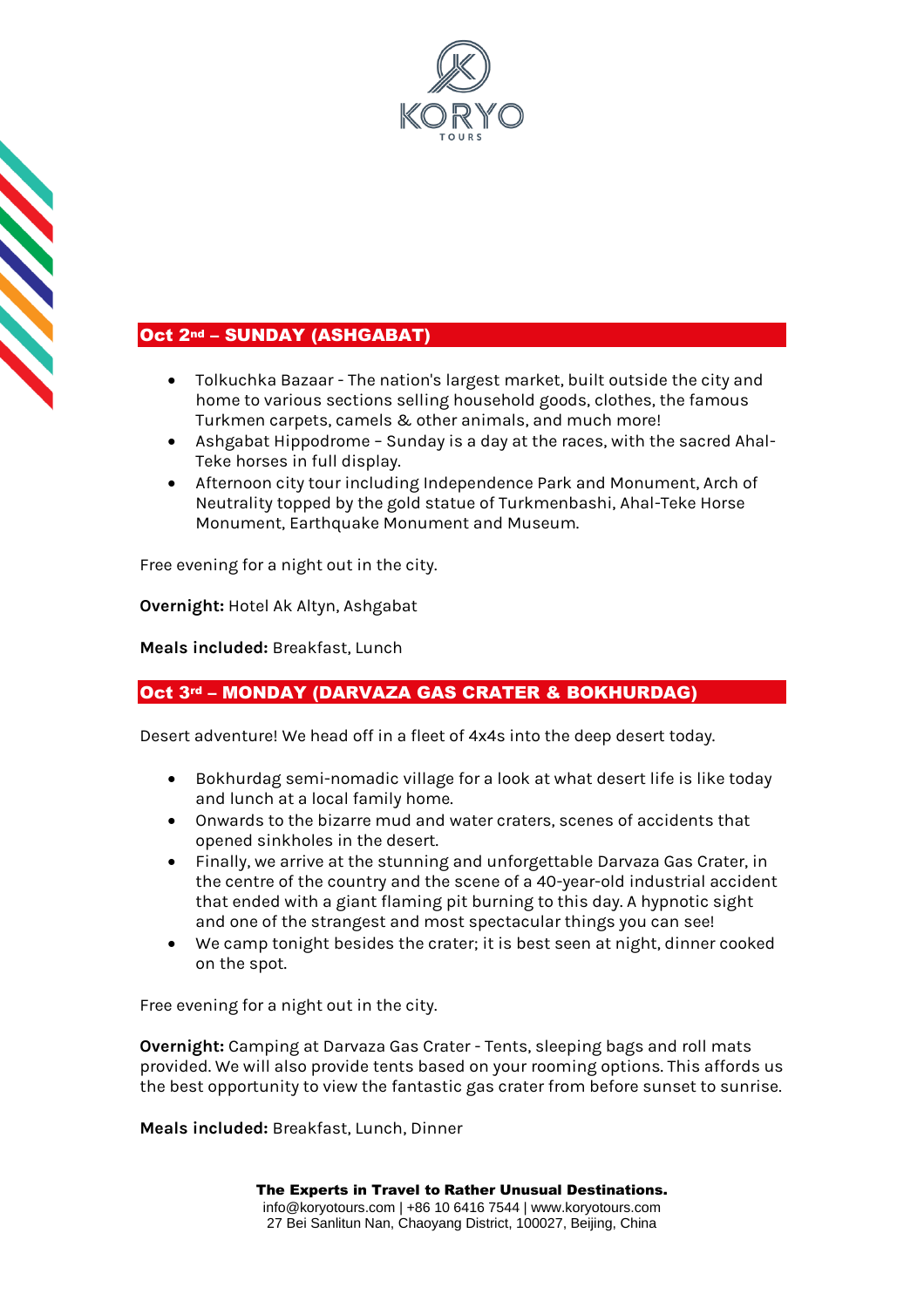## Oct 2nd – SUNDAY (ASHGABAT)

- Tolkuchka Bazaar - The nation's largest market, built outside the city and home to various sections selling household goods, clothes, the famous Turkmen carpets, camels & other animals, and much more!
- Ashgabat Hippodrome – Sunday is a day at the races, with the sacred Ahal-Teke horses in full display.
- Afternoon city tour including Independence Park and Monument, Arch of Neutrality topped by the gold statue of Turkmenbashi, Ahal-Teke Horse Monument, Earthquake Monument and Museum.

Free evening for a night out in the city.

**Overnight:** Hotel Ak Altyn, Ashgabat

**Meals included:** Breakfast, Lunch

## Oct 3rd – MONDAY (DARVAZA GAS CRATER & BOKHURDAG)

Desert adventure! We head off in a fleet of 4x4s into the deep desert today.

- Bokhurdag semi-nomadic village for a look at what desert life is like today and lunch at a local family home.
- Onwards to the bizarre mud and water craters, scenes of accidents that opened sinkholes in the desert.
- Finally, we arrive at the stunning and unforgettable Darvaza Gas Crater, in the centre of the country and the scene of a 40-year-old industrial accident that ended with a giant flaming pit burning to this day. A hypnotic sight and one of the strangest and most spectacular things you can see!
- We camp tonight besides the crater; it is best seen at night, dinner cooked on the spot.

Free evening for a night out in the city.

**Overnight:** Camping at Darvaza Gas Crater - Tents, sleeping bags and roll mats provided. We will also provide tents based on your rooming options. This affords us the best opportunity to view the fantastic gas crater from before sunset to sunrise.

**Meals included:** Breakfast, Lunch, Dinner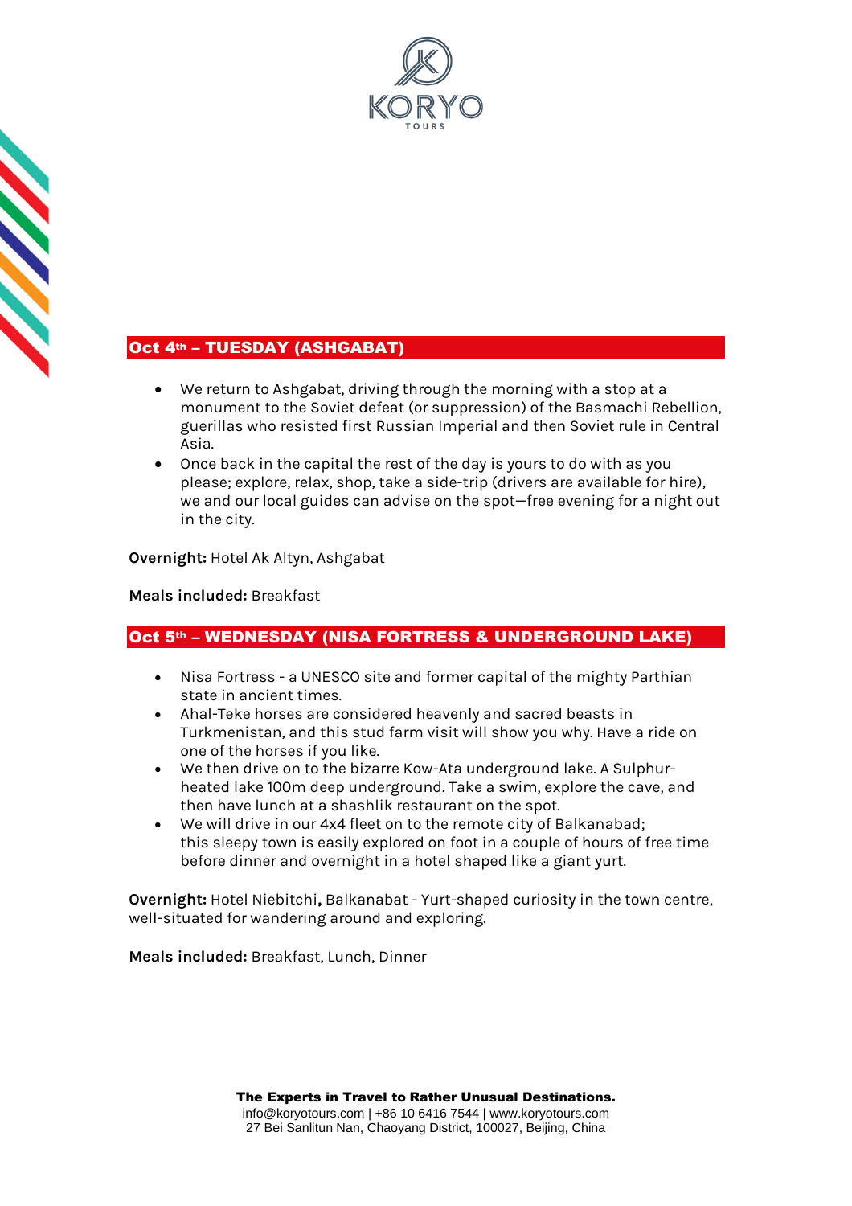## Oct 4th – TUESDAY (ASHGABAT)

- We return to Ashgabat, driving through the morning with a stop at a monument to the Soviet defeat (or suppression) of the Basmachi Rebellion, guerillas who resisted first Russian Imperial and then Soviet rule in Central Asia.
- Once back in the capital the rest of the day is yours to do with as you please; explore, relax, shop, take a side-trip (drivers are available for hire), we and our local guides can advise on the spot—free evening for a night out in the city.

**Overnight:** Hotel Ak Altyn, Ashgabat

**Meals included:** Breakfast

## Oct 5th – WEDNESDAY (NISA FORTRESS & UNDERGROUND LAKE)

- Nisa Fortress - a UNESCO site and former capital of the mighty Parthian state in ancient times.
- Ahal-Teke horses are considered heavenly and sacred beasts in Turkmenistan, and this stud farm visit will show you why. Have a ride on one of the horses if you like.
- We then drive on to the bizarre Kow-Ata underground lake. A Sulphur-heated lake 100m deep underground. Take a swim, explore the cave, and then have lunch at a shashlik restaurant on the spot.
- We will drive in our 4x4 fleet on to the remote city of Balkanabad; this sleepy town is easily explored on foot in a couple of hours of free time before dinner and overnight in a hotel shaped like a giant yurt.

**Overnight:** Hotel Niebitchi**,** Balkanabat - Yurt-shaped curiosity in the town centre, well-situated for wandering around and exploring.

**Meals included:** Breakfast, Lunch, Dinner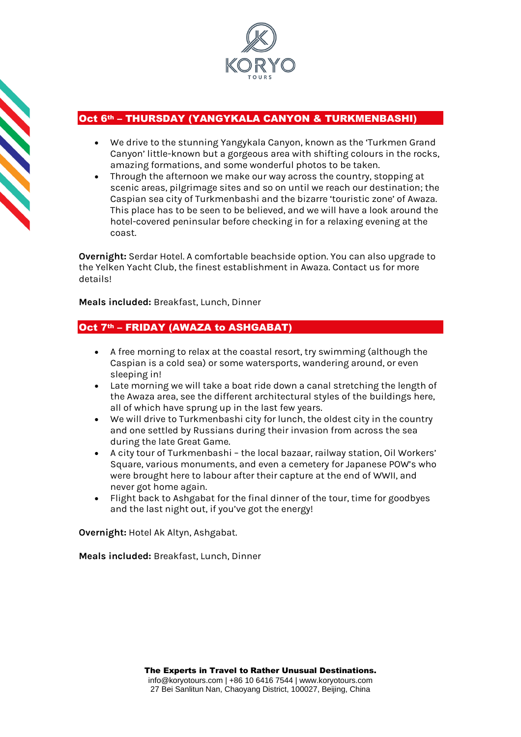## Oct 6th – THURSDAY (YANGYKALA CANYON & TURKMENBASHI)

- We drive to the stunning Yangykala Canyon, known as the 'Turkmen Grand Canyon' little-known but a gorgeous area with shifting colours in the rocks, amazing formations, and some wonderful photos to be taken.
- Through the afternoon we make our way across the country, stopping at scenic areas, pilgrimage sites and so on until we reach our destination; the Caspian sea city of Turkmenbashi and the bizarre 'touristic zone' of Awaza. This place has to be seen to be believed, and we will have a look around the hotel-covered peninsular before checking in for a relaxing evening at the coast.

**Overnight:** Serdar Hotel. A comfortable beachside option. You can also upgrade to the Yelken Yacht Club, the finest establishment in Awaza. Contact us for more details!

**Meals included:** Breakfast, Lunch, Dinner

## Oct 7th – FRIDAY (AWAZA to ASHGABAT)

- A free morning to relax at the coastal resort, try swimming (although the Caspian is a cold sea) or some watersports, wandering around, or even sleeping in!
- Late morning we will take a boat ride down a canal stretching the length of the Awaza area, see the different architectural styles of the buildings here, all of which have sprung up in the last few years.
- We will drive to Turkmenbashi city for lunch, the oldest city in the country and one settled by Russians during their invasion from across the sea during the late Great Game.
- A city tour of Turkmenbashi – the local bazaar, railway station, Oil Workers' Square, various monuments, and even a cemetery for Japanese POW's who were brought here to labour after their capture at the end of WWII, and never got home again.
- Flight back to Ashgabat for the final dinner of the tour, time for goodbyes and the last night out, if you've got the energy!

**Overnight:** Hotel Ak Altyn, Ashgabat.

**Meals included:** Breakfast, Lunch, Dinner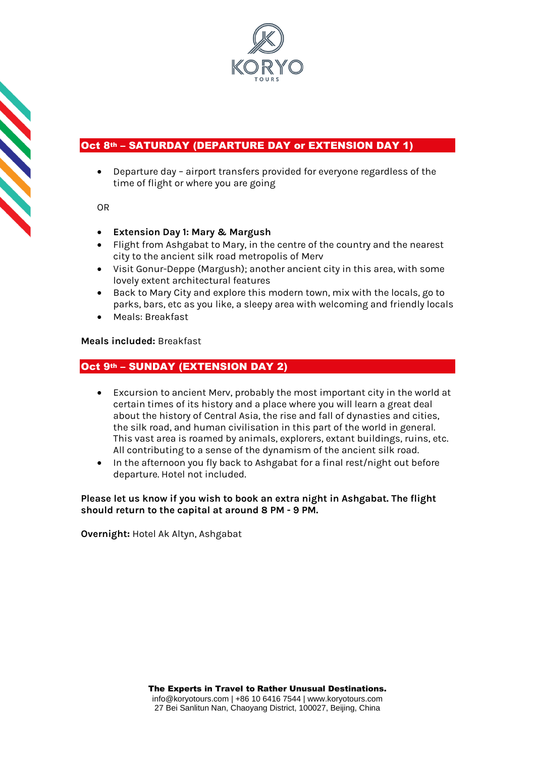## Oct 8th – SATURDAY (DEPARTURE DAY or EXTENSION DAY 1)

- Departure day – airport transfers provided for everyone regardless of the time of flight or where you are going

OR

- **Extension Day 1: Mary & Margush**
- Flight from Ashgabat to Mary, in the centre of the country and the nearest city to the ancient silk road metropolis of Merv
- Visit Gonur-Deppe (Margush); another ancient city in this area, with some lovely extent architectural features
- Back to Mary City and explore this modern town, mix with the locals, go to parks, bars, etc as you like, a sleepy area with welcoming and friendly locals
- Meals: Breakfast

**Meals included:** Breakfast

## Oct 9th – SUNDAY (EXTENSION DAY 2)

- Excursion to ancient Merv, probably the most important city in the world at certain times of its history and a place where you will learn a great deal about the history of Central Asia, the rise and fall of dynasties and cities, the silk road, and human civilisation in this part of the world in general. This vast area is roamed by animals, explorers, extant buildings, ruins, etc. All contributing to a sense of the dynamism of the ancient silk road.
- In the afternoon you fly back to Ashgabat for a final rest/night out before departure. Hotel not included.

**Please let us know if you wish to book an extra night in Ashgabat. The flight should return to the capital at around 8 PM - 9 PM.**

**Overnight:** Hotel Ak Altyn, Ashgabat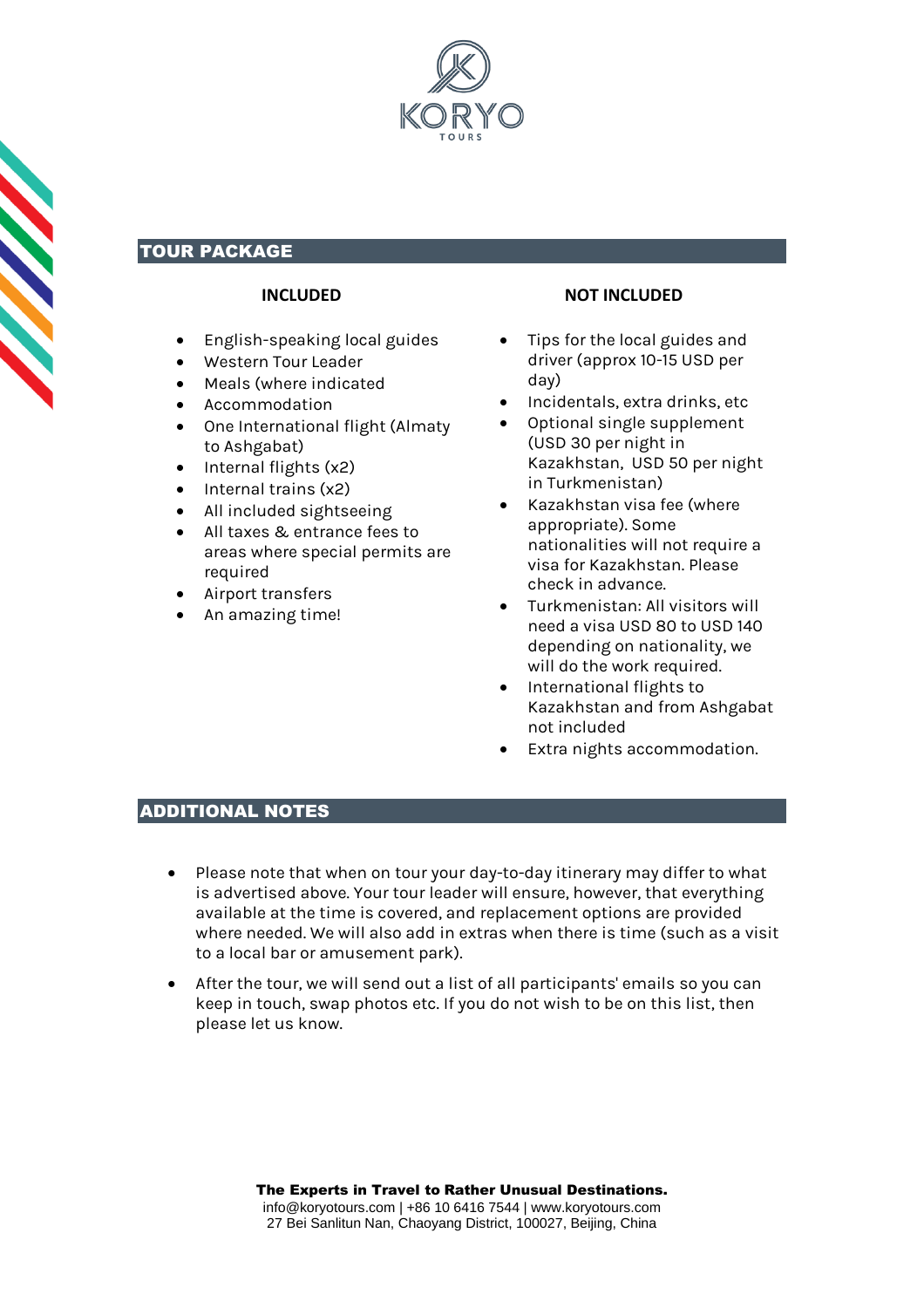## TOUR PACKAGE

### INCLUDED

- English-speaking local guides
- Western Tour Leader
- Meals (where indicated
- Accommodation
- One International flight (Almaty to Ashgabat)
- Internal flights (x2)
- Internal trains (x2)
- All included sightseeing
- All taxes & entrance fees to areas where special permits are required
- Airport transfers
- An amazing time!

### NOT INCLUDED

- Tips for the local guides and driver (approx 10-15 USD per day)
- Incidentals, extra drinks, etc
- Optional single supplement (USD 30 per night in Kazakhstan, USD 50 per night in Turkmenistan)
- Kazakhstan visa fee (where appropriate). Some nationalities will not require a visa for Kazakhstan. Please check in advance.
- Turkmenistan: All visitors will need a visa USD 80 to USD 140 depending on nationality, we will do the work required.
- International flights to Kazakhstan and from Ashgabat not included
- Extra nights accommodation.

## ADDITIONAL NOTES

- Please note that when on tour your day-to-day itinerary may differ to what is advertised above. Your tour leader will ensure, however, that everything available at the time is covered, and replacement options are provided where needed. We will also add in extras when there is time (such as a visit to a local bar or amusement park).
- After the tour, we will send out a list of all participants' emails so you can keep in touch, swap photos etc. If you do not wish to be on this list, then please let us know.